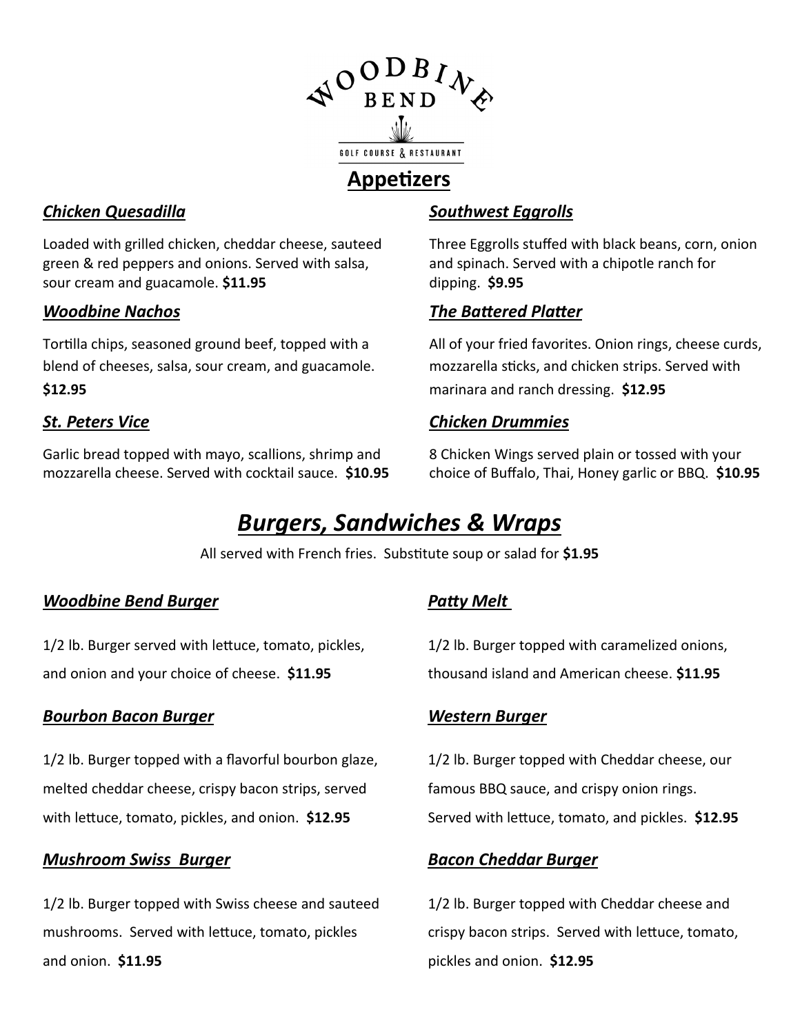# WOODBINE BEND

GOLF COURSE & RESTAURANT

## Appetizers

### *Chicken Quesadilla*

Loaded with grilled chicken, cheddar cheese, sauteed green & red peppers and onions. Served with salsa, sour cream and guacamole. **$11.95**

### *Woodbine Nachos*

Tortilla chips, seasoned ground beef, topped with a blend of cheeses, salsa, sour cream, and guacamole. **$12.95**

### *St. Peters Vice*

Garlic bread topped with mayo, scallions, shrimp and mozzarella cheese. Served with cocktail sauce. **$10.95**

### *Southwest Eggrolls*

Three Eggrolls stuffed with black beans, corn, onion and spinach. Served with a chipotle ranch for dipping. **$9.95**

### *The Battered Platter*

All of your fried favorites. Onion rings, cheese curds, mozzarella sticks, and chicken strips. Served with marinara and ranch dressing. **$12.95**

### *Chicken Drummies*

8 Chicken Wings served plain or tossed with your choice of Buffalo, Thai, Honey garlic or BBQ. **$10.95**

## *Burgers, Sandwiches & Wraps*

All served with French fries. Substitute soup or salad for **$1.95**

### *Woodbine Bend Burger*

1/2 lb. Burger served with lettuce, tomato, pickles, and onion and your choice of cheese. **$11.95**

### *Bourbon Bacon Burger*

1/2 lb. Burger topped with a flavorful bourbon glaze, melted cheddar cheese, crispy bacon strips, served with lettuce, tomato, pickles, and onion. **$12.95**

### *Mushroom Swiss Burger*

1/2 lb. Burger topped with Swiss cheese and sauteed mushrooms. Served with lettuce, tomato, pickles and onion. **$11.95**

### *Patty Melt*

1/2 lb. Burger topped with caramelized onions, thousand island and American cheese. **$11.95**

### *Western Burger*

1/2 lb. Burger topped with Cheddar cheese, our famous BBQ sauce, and crispy onion rings. Served with lettuce, tomato, and pickles. **$12.95**

### *Bacon Cheddar Burger*

1/2 lb. Burger topped with Cheddar cheese and crispy bacon strips. Served with lettuce, tomato, pickles and onion. **$12.95**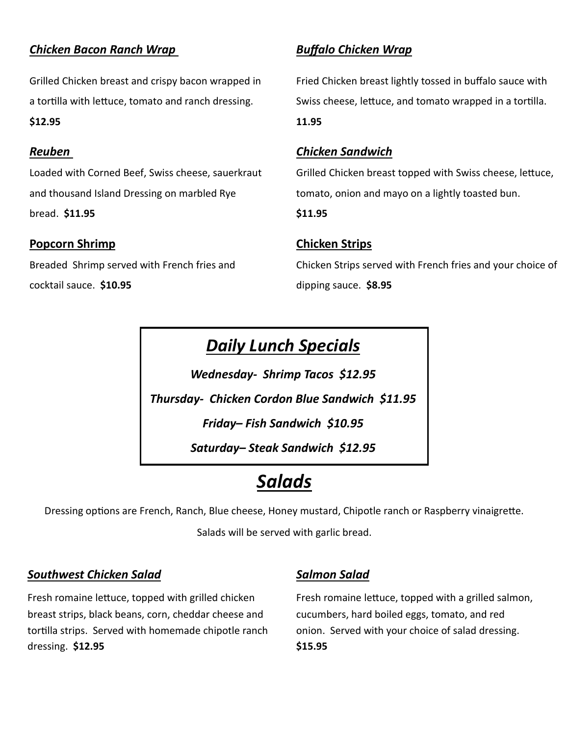### ***Chicken Bacon Ranch Wrap***

Grilled Chicken breast and crispy bacon wrapped in a tortilla with lettuce, tomato and ranch dressing.
**$12.95**

### ***Reuben***

Loaded with Corned Beef, Swiss cheese, sauerkraut and thousand Island Dressing on marbled Rye bread. **$11.95**

### **Popcorn Shrimp**

Breaded Shrimp served with French fries and cocktail sauce. **$10.95**

### ***Buffalo Chicken Wrap***

Fried Chicken breast lightly tossed in buffalo sauce with Swiss cheese, lettuce, and tomato wrapped in a tortilla.
**11.95**

### ***Chicken Sandwich***

Grilled Chicken breast topped with Swiss cheese, lettuce, tomato, onion and mayo on a lightly toasted bun.
**$11.95**

### **Chicken Strips**

Chicken Strips served with French fries and your choice of dipping sauce. **$8.95**

## ***Daily Lunch Specials***

***Wednesday- Shrimp Tacos $12.95***

***Thursday- Chicken Cordon Blue Sandwich $11.95***

***Friday– Fish Sandwich $10.95***

***Saturday– Steak Sandwich $12.95***

# ***Salads***

Dressing options are French, Ranch, Blue cheese, Honey mustard, Chipotle ranch or Raspberry vinaigrette.

Salads will be served with garlic bread.

### ***Southwest Chicken Salad***

Fresh romaine lettuce, topped with grilled chicken breast strips, black beans, corn, cheddar cheese and tortilla strips. Served with homemade chipotle ranch dressing. **$12.95**

### ***Salmon Salad***

Fresh romaine lettuce, topped with a grilled salmon, cucumbers, hard boiled eggs, tomato, and red onion. Served with your choice of salad dressing.
**$15.95**